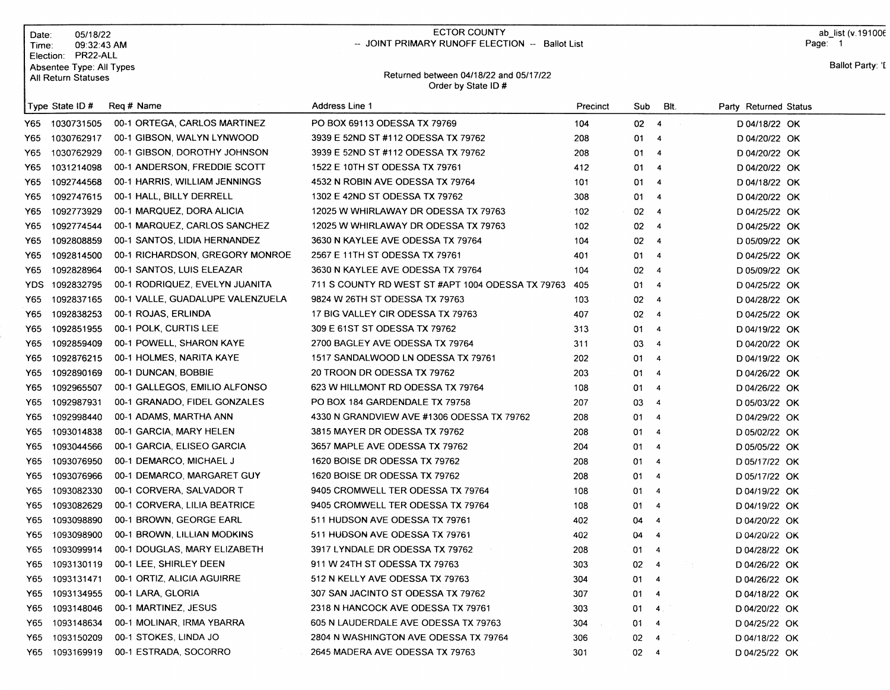Date: 05/18/22
Time: 09:32:43 AM
Election: PR22-ALL
Absentee Type: All Types
All Return Statuses

# ECTOR COUNTY
## -- JOINT PRIMARY RUNOFF ELECTION -- Ballot List

Returned between 04/18/22 and 05/17/22
Order by State ID #

ab_list (v.191006
Page: 1

Ballot Party: 'I

| Type | State ID # | Req # | Name | Address Line 1 | Precinct | Sub | Blt. | Party | Returned | Status |
|---|---|---|---|---|---|---|---|---|---|---|
| Y65 | 1030731505 | 00-1 | ORTEGA, CARLOS MARTINEZ | PO BOX 69113 ODESSA TX 79769 | 104 | 02 | 4 | D | 04/18/22 | OK |
| Y65 | 1030762917 | 00-1 | GIBSON, WALYN LYNWOOD | 3939 E 52ND ST #112 ODESSA TX 79762 | 208 | 01 | 4 | D | 04/20/22 | OK |
| Y65 | 1030762929 | 00-1 | GIBSON, DOROTHY JOHNSON | 3939 E 52ND ST #112 ODESSA TX 79762 | 208 | 01 | 4 | D | 04/20/22 | OK |
| Y65 | 1031214098 | 00-1 | ANDERSON, FREDDIE SCOTT | 1522 E 10TH ST ODESSA TX 79761 | 412 | 01 | 4 | D | 04/20/22 | OK |
| Y65 | 1092744568 | 00-1 | HARRIS, WILLIAM JENNINGS | 4532 N ROBIN AVE ODESSA TX 79764 | 101 | 01 | 4 | D | 04/18/22 | OK |
| Y65 | 1092747615 | 00-1 | HALL, BILLY DERRELL | 1302 E 42ND ST ODESSA TX 79762 | 308 | 01 | 4 | D | 04/20/22 | OK |
| Y65 | 1092773929 | 00-1 | MARQUEZ, DORA ALICIA | 12025 W WHIRLAWAY DR ODESSA TX 79763 | 102 | 02 | 4 | D | 04/25/22 | OK |
| Y65 | 1092774544 | 00-1 | MARQUEZ, CARLOS SANCHEZ | 12025 W WHIRLAWAY DR ODESSA TX 79763 | 102 | 02 | 4 | D | 04/25/22 | OK |
| Y65 | 1092808859 | 00-1 | SANTOS, LIDIA HERNANDEZ | 3630 N KAYLEE AVE ODESSA TX 79764 | 104 | 02 | 4 | D | 05/09/22 | OK |
| Y65 | 1092814500 | 00-1 | RICHARDSON, GREGORY MONROE | 2567 E 11TH ST ODESSA TX 79761 | 401 | 01 | 4 | D | 04/25/22 | OK |
| Y65 | 1092828964 | 00-1 | SANTOS, LUIS ELEAZAR | 3630 N KAYLEE AVE ODESSA TX 79764 | 104 | 02 | 4 | D | 05/09/22 | OK |
| YDS | 1092832795 | 00-1 | RODRIQUEZ, EVELYN JUANITA | 711 S COUNTY RD WEST ST #APT 1004 ODESSA TX 79763 | 405 | 01 | 4 | D | 04/25/22 | OK |
| Y65 | 1092837165 | 00-1 | VALLE, GUADALUPE VALENZUELA | 9824 W 26TH ST ODESSA TX 79763 | 103 | 02 | 4 | D | 04/28/22 | OK |
| Y65 | 1092838253 | 00-1 | ROJAS, ERLINDA | 17 BIG VALLEY CIR ODESSA TX 79763 | 407 | 02 | 4 | D | 04/25/22 | OK |
| Y65 | 1092851955 | 00-1 | POLK, CURTIS LEE | 309 E 61ST ST ODESSA TX 79762 | 313 | 01 | 4 | D | 04/19/22 | OK |
| Y65 | 1092859409 | 00-1 | POWELL, SHARON KAYE | 2700 BAGLEY AVE ODESSA TX 79764 | 311 | 03 | 4 | D | 04/20/22 | OK |
| Y65 | 1092876215 | 00-1 | HOLMES, NARITA KAYE | 1517 SANDALWOOD LN ODESSA TX 79761 | 202 | 01 | 4 | D | 04/19/22 | OK |
| Y65 | 1092890169 | 00-1 | DUNCAN, BOBBIE | 20 TROON DR ODESSA TX 79762 | 203 | 01 | 4 | D | 04/26/22 | OK |
| Y65 | 1092965507 | 00-1 | GALLEGOS, EMILIO ALFONSO | 623 W HILLMONT RD ODESSA TX 79764 | 108 | 01 | 4 | D | 04/26/22 | OK |
| Y65 | 1092987931 | 00-1 | GRANADO, FIDEL GONZALES | PO BOX 184 GARDENDALE TX 79758 | 207 | 03 | 4 | D | 05/03/22 | OK |
| Y65 | 1092998440 | 00-1 | ADAMS, MARTHA ANN | 4330 N GRANDVIEW AVE #1306 ODESSA TX 79762 | 208 | 01 | 4 | D | 04/29/22 | OK |
| Y65 | 1093014838 | 00-1 | GARCIA, MARY HELEN | 3815 MAYER DR ODESSA TX 79762 | 208 | 01 | 4 | D | 05/02/22 | OK |
| Y65 | 1093044566 | 00-1 | GARCIA, ELISEO GARCIA | 3657 MAPLE AVE ODESSA TX 79762 | 204 | 01 | 4 | D | 05/05/22 | OK |
| Y65 | 1093076950 | 00-1 | DEMARCO, MICHAEL J | 1620 BOISE DR ODESSA TX 79762 | 208 | 01 | 4 | D | 05/17/22 | OK |
| Y65 | 1093076966 | 00-1 | DEMARCO, MARGARET GUY | 1620 BOISE DR ODESSA TX 79762 | 208 | 01 | 4 | D | 05/17/22 | OK |
| Y65 | 1093082330 | 00-1 | CORVERA, SALVADOR T | 9405 CROMWELL TER ODESSA TX 79764 | 108 | 01 | 4 | D | 04/19/22 | OK |
| Y65 | 1093082629 | 00-1 | CORVERA, LILIA BEATRICE | 9405 CROMWELL TER ODESSA TX 79764 | 108 | 01 | 4 | D | 04/19/22 | OK |
| Y65 | 1093098890 | 00-1 | BROWN, GEORGE EARL | 511 HUDSON AVE ODESSA TX 79761 | 402 | 04 | 4 | D | 04/20/22 | OK |
| Y65 | 1093098900 | 00-1 | BROWN, LILLIAN MODKINS | 511 HUDSON AVE ODESSA TX 79761 | 402 | 04 | 4 | D | 04/20/22 | OK |
| Y65 | 1093099914 | 00-1 | DOUGLAS, MARY ELIZABETH | 3917 LYNDALE DR ODESSA TX 79762 | 208 | 01 | 4 | D | 04/28/22 | OK |
| Y65 | 1093130119 | 00-1 | LEE, SHIRLEY DEEN | 911 W 24TH ST ODESSA TX 79763 | 303 | 02 | 4 | D | 04/26/22 | OK |
| Y65 | 1093131471 | 00-1 | ORTIZ, ALICIA AGUIRRE | 512 N KELLY AVE ODESSA TX 79763 | 304 | 01 | 4 | D | 04/26/22 | OK |
| Y65 | 1093134955 | 00-1 | LARA, GLORIA | 307 SAN JACINTO ST ODESSA TX 79762 | 307 | 01 | 4 | D | 04/18/22 | OK |
| Y65 | 1093148046 | 00-1 | MARTINEZ, JESUS | 2318 N HANCOCK AVE ODESSA TX 79761 | 303 | 01 | 4 | D | 04/20/22 | OK |
| Y65 | 1093148634 | 00-1 | MOLINAR, IRMA YBARRA | 605 N LAUDERDALE AVE ODESSA TX 79763 | 304 | 01 | 4 | D | 04/25/22 | OK |
| Y65 | 1093150209 | 00-1 | STOKES, LINDA JO | 2804 N WASHINGTON AVE ODESSA TX 79764 | 306 | 02 | 4 | D | 04/18/22 | OK |
| Y65 | 1093169919 | 00-1 | ESTRADA, SOCORRO | 2645 MADERA AVE ODESSA TX 79763 | 301 | 02 | 4 | D | 04/25/22 | OK |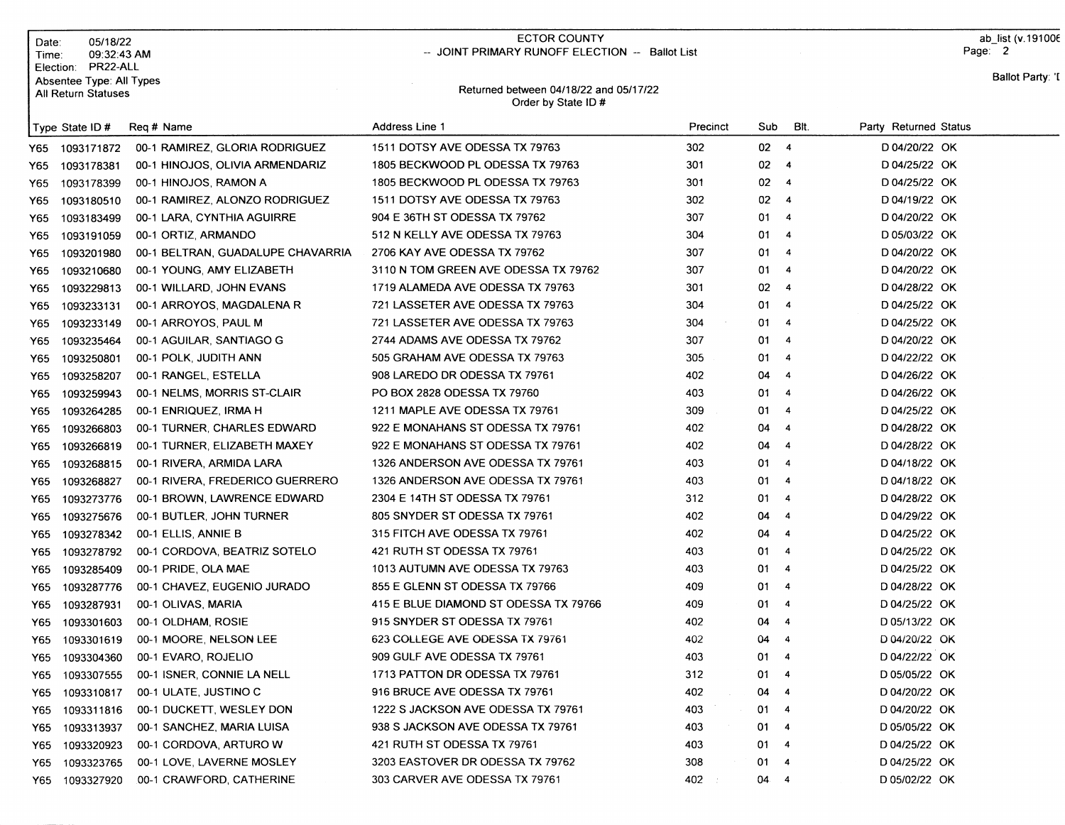Date: 05/18/22
Time: 09:32:43 AM
Election: PR22-ALL
Absentee Type: All Types
All Return Statuses

ECTOR COUNTY
-- JOINT PRIMARY RUNOFF ELECTION -- Ballot List

Returned between 04/18/22 and 05/17/22
Order by State ID #

ab_list (v.191006

Ballot Party: 'I

| Type | State ID # | Req # | Name | Address Line 1 | Precinct | Sub | Blt. | Party | Returned | Status |
|---|---|---|---|---|---|---|---|---|---|---|
| Y65 | 1093171872 | 00-1 | RAMIREZ, GLORIA RODRIGUEZ | 1511 DOTSY AVE ODESSA TX 79763 | 302 | 02 | 4 | D | 04/20/22 | OK |
| Y65 | 1093178381 | 00-1 | HINOJOS, OLIVIA ARMENDARIZ | 1805 BECKWOOD PL ODESSA TX 79763 | 301 | 02 | 4 | D | 04/25/22 | OK |
| Y65 | 1093178399 | 00-1 | HINOJOS, RAMON A | 1805 BECKWOOD PL ODESSA TX 79763 | 301 | 02 | 4 | D | 04/25/22 | OK |
| Y65 | 1093180510 | 00-1 | RAMIREZ, ALONZO RODRIGUEZ | 1511 DOTSY AVE ODESSA TX 79763 | 302 | 02 | 4 | D | 04/19/22 | OK |
| Y65 | 1093183499 | 00-1 | LARA, CYNTHIA AGUIRRE | 904 E 36TH ST ODESSA TX 79762 | 307 | 01 | 4 | D | 04/20/22 | OK |
| Y65 | 1093191059 | 00-1 | ORTIZ, ARMANDO | 512 N KELLY AVE ODESSA TX 79763 | 304 | 01 | 4 | D | 05/03/22 | OK |
| Y65 | 1093201980 | 00-1 | BELTRAN, GUADALUPE CHAVARRIA | 2706 KAY AVE ODESSA TX 79762 | 307 | 01 | 4 | D | 04/20/22 | OK |
| Y65 | 1093210680 | 00-1 | YOUNG, AMY ELIZABETH | 3110 N TOM GREEN AVE ODESSA TX 79762 | 307 | 01 | 4 | D | 04/20/22 | OK |
| Y65 | 1093229813 | 00-1 | WILLARD, JOHN EVANS | 1719 ALAMEDA AVE ODESSA TX 79763 | 301 | 02 | 4 | D | 04/28/22 | OK |
| Y65 | 1093233131 | 00-1 | ARROYOS, MAGDALENA R | 721 LASSETER AVE ODESSA TX 79763 | 304 | 01 | 4 | D | 04/25/22 | OK |
| Y65 | 1093233149 | 00-1 | ARROYOS, PAUL M | 721 LASSETER AVE ODESSA TX 79763 | 304 | 01 | 4 | D | 04/25/22 | OK |
| Y65 | 1093235464 | 00-1 | AGUILAR, SANTIAGO G | 2744 ADAMS AVE ODESSA TX 79762 | 307 | 01 | 4 | D | 04/20/22 | OK |
| Y65 | 1093250801 | 00-1 | POLK, JUDITH ANN | 505 GRAHAM AVE ODESSA TX 79763 | 305 | 01 | 4 | D | 04/22/22 | OK |
| Y65 | 1093258207 | 00-1 | RANGEL, ESTELLA | 908 LAREDO DR ODESSA TX 79761 | 402 | 04 | 4 | D | 04/26/22 | OK |
| Y65 | 1093259943 | 00-1 | NELMS, MORRIS ST-CLAIR | PO BOX 2828 ODESSA TX 79760 | 403 | 01 | 4 | D | 04/26/22 | OK |
| Y65 | 1093264285 | 00-1 | ENRIQUEZ, IRMA H | 1211 MAPLE AVE ODESSA TX 79761 | 309 | 01 | 4 | D | 04/25/22 | OK |
| Y65 | 1093266803 | 00-1 | TURNER, CHARLES EDWARD | 922 E MONAHANS ST ODESSA TX 79761 | 402 | 04 | 4 | D | 04/28/22 | OK |
| Y65 | 1093266819 | 00-1 | TURNER, ELIZABETH MAXEY | 922 E MONAHANS ST ODESSA TX 79761 | 402 | 04 | 4 | D | 04/28/22 | OK |
| Y65 | 1093268815 | 00-1 | RIVERA, ARMIDA LARA | 1326 ANDERSON AVE ODESSA TX 79761 | 403 | 01 | 4 | D | 04/18/22 | OK |
| Y65 | 1093268827 | 00-1 | RIVERA, FREDERICO GUERRERO | 1326 ANDERSON AVE ODESSA TX 79761 | 403 | 01 | 4 | D | 04/18/22 | OK |
| Y65 | 1093273776 | 00-1 | BROWN, LAWRENCE EDWARD | 2304 E 14TH ST ODESSA TX 79761 | 312 | 01 | 4 | D | 04/28/22 | OK |
| Y65 | 1093275676 | 00-1 | BUTLER, JOHN TURNER | 805 SNYDER ST ODESSA TX 79761 | 402 | 04 | 4 | D | 04/29/22 | OK |
| Y65 | 1093278342 | 00-1 | ELLIS, ANNIE B | 315 FITCH AVE ODESSA TX 79761 | 402 | 04 | 4 | D | 04/25/22 | OK |
| Y65 | 1093278792 | 00-1 | CORDOVA, BEATRIZ SOTELO | 421 RUTH ST ODESSA TX 79761 | 403 | 01 | 4 | D | 04/25/22 | OK |
| Y65 | 1093285409 | 00-1 | PRIDE, OLA MAE | 1013 AUTUMN AVE ODESSA TX 79763 | 403 | 01 | 4 | D | 04/25/22 | OK |
| Y65 | 1093287776 | 00-1 | CHAVEZ, EUGENIO JURADO | 855 E GLENN ST ODESSA TX 79766 | 409 | 01 | 4 | D | 04/28/22 | OK |
| Y65 | 1093287931 | 00-1 | OLIVAS, MARIA | 415 E BLUE DIAMOND ST ODESSA TX 79766 | 409 | 01 | 4 | D | 04/25/22 | OK |
| Y65 | 1093301603 | 00-1 | OLDHAM, ROSIE | 915 SNYDER ST ODESSA TX 79761 | 402 | 04 | 4 | D | 05/13/22 | OK |
| Y65 | 1093301619 | 00-1 | MOORE, NELSON LEE | 623 COLLEGE AVE ODESSA TX 79761 | 402 | 04 | 4 | D | 04/20/22 | OK |
| Y65 | 1093304360 | 00-1 | EVARO, ROJELIO | 909 GULF AVE ODESSA TX 79761 | 403 | 01 | 4 | D | 04/22/22 | OK |
| Y65 | 1093307555 | 00-1 | ISNER, CONNIE LA NELL | 1713 PATTON DR ODESSA TX 79761 | 312 | 01 | 4 | D | 05/05/22 | OK |
| Y65 | 1093310817 | 00-1 | ULATE, JUSTINO C | 916 BRUCE AVE ODESSA TX 79761 | 402 | 04 | 4 | D | 04/20/22 | OK |
| Y65 | 1093311816 | 00-1 | DUCKETT, WESLEY DON | 1222 S JACKSON AVE ODESSA TX 79761 | 403 | 01 | 4 | D | 04/20/22 | OK |
| Y65 | 1093313937 | 00-1 | SANCHEZ, MARIA LUISA | 938 S JACKSON AVE ODESSA TX 79761 | 403 | 01 | 4 | D | 05/05/22 | OK |
| Y65 | 1093320923 | 00-1 | CORDOVA, ARTURO W | 421 RUTH ST ODESSA TX 79761 | 403 | 01 | 4 | D | 04/25/22 | OK |
| Y65 | 1093323765 | 00-1 | LOVE, LAVERNE MOSLEY | 3203 EASTOVER DR ODESSA TX 79762 | 308 | 01 | 4 | D | 04/25/22 | OK |
| Y65 | 1093327920 | 00-1 | CRAWFORD, CATHERINE | 303 CARVER AVE ODESSA TX 79761 | 402 | 04 | 4 | D | 05/02/22 | OK |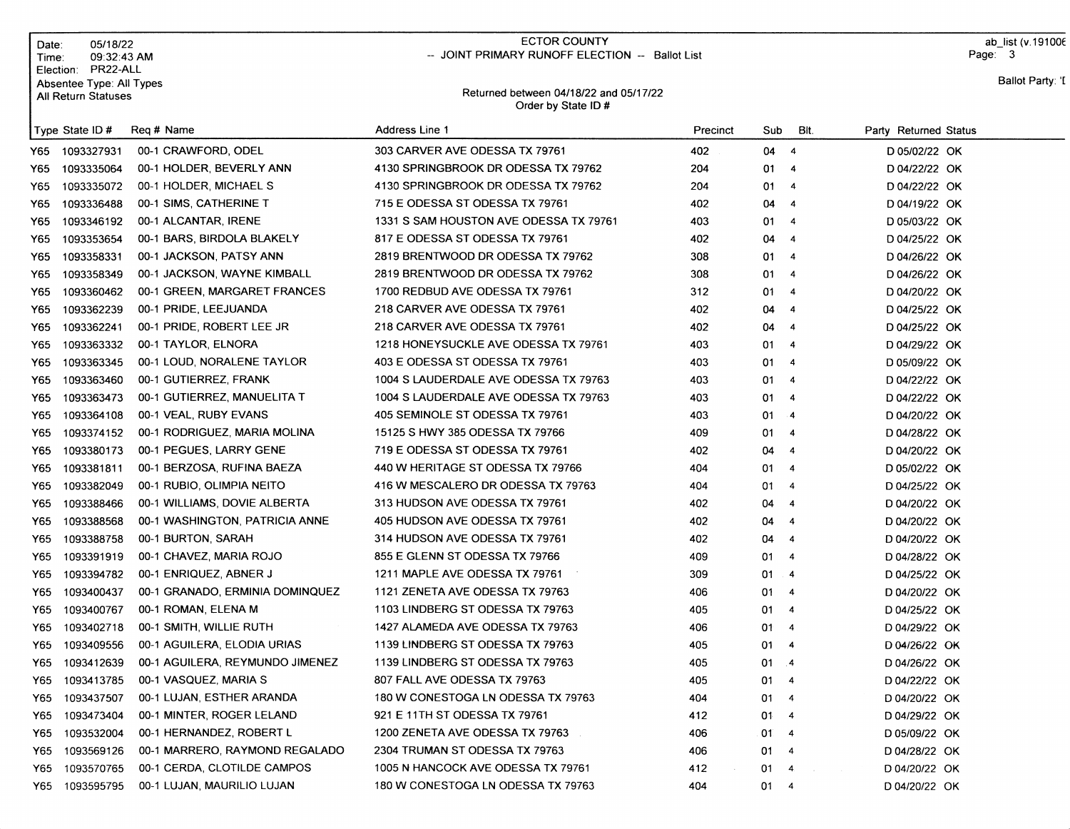Date: 05/18/22
Time: 09:32:43 AM
Election: PR22-ALL
Absentee Type: All Types
All Return Statuses

ECTOR COUNTY
-- JOINT PRIMARY RUNOFF ELECTION -- Ballot List

Returned between 04/18/22 and 05/17/22
Order by State ID #

ab_list (v.19100€

Ballot Party: 'I

| Type | State ID # | Req # | Name | Address Line 1 | Precinct | Sub | Blt. | Party | Returned | Status |
|---|---|---|---|---|---|---|---|---|---|---|
| Y65 | 1093327931 | 00-1 | CRAWFORD, ODEL | 303 CARVER AVE ODESSA TX 79761 | 402 | 04 | 4 | D | 05/02/22 | OK |
| Y65 | 1093335064 | 00-1 | HOLDER, BEVERLY ANN | 4130 SPRINGBROOK DR ODESSA TX 79762 | 204 | 01 | 4 | D | 04/22/22 | OK |
| Y65 | 1093335072 | 00-1 | HOLDER, MICHAEL S | 4130 SPRINGBROOK DR ODESSA TX 79762 | 204 | 01 | 4 | D | 04/22/22 | OK |
| Y65 | 1093336488 | 00-1 | SIMS, CATHERINE T | 715 E ODESSA ST ODESSA TX 79761 | 402 | 04 | 4 | D | 04/19/22 | OK |
| Y65 | 1093346192 | 00-1 | ALCANTAR, IRENE | 1331 S SAM HOUSTON AVE ODESSA TX 79761 | 403 | 01 | 4 | D | 05/03/22 | OK |
| Y65 | 1093353654 | 00-1 | BARS, BIRDOLA BLAKELY | 817 E ODESSA ST ODESSA TX 79761 | 402 | 04 | 4 | D | 04/25/22 | OK |
| Y65 | 1093358331 | 00-1 | JACKSON, PATSY ANN | 2819 BRENTWOOD DR ODESSA TX 79762 | 308 | 01 | 4 | D | 04/26/22 | OK |
| Y65 | 1093358349 | 00-1 | JACKSON, WAYNE KIMBALL | 2819 BRENTWOOD DR ODESSA TX 79762 | 308 | 01 | 4 | D | 04/26/22 | OK |
| Y65 | 1093360462 | 00-1 | GREEN, MARGARET FRANCES | 1700 REDBUD AVE ODESSA TX 79761 | 312 | 01 | 4 | D | 04/20/22 | OK |
| Y65 | 1093362239 | 00-1 | PRIDE, LEEJUANDA | 218 CARVER AVE ODESSA TX 79761 | 402 | 04 | 4 | D | 04/25/22 | OK |
| Y65 | 1093362241 | 00-1 | PRIDE, ROBERT LEE JR | 218 CARVER AVE ODESSA TX 79761 | 402 | 04 | 4 | D | 04/25/22 | OK |
| Y65 | 1093363332 | 00-1 | TAYLOR, ELNORA | 1218 HONEYSUCKLE AVE ODESSA TX 79761 | 403 | 01 | 4 | D | 04/29/22 | OK |
| Y65 | 1093363345 | 00-1 | LOUD, NORALENE TAYLOR | 403 E ODESSA ST ODESSA TX 79761 | 403 | 01 | 4 | D | 05/09/22 | OK |
| Y65 | 1093363460 | 00-1 | GUTIERREZ, FRANK | 1004 S LAUDERDALE AVE ODESSA TX 79763 | 403 | 01 | 4 | D | 04/22/22 | OK |
| Y65 | 1093363473 | 00-1 | GUTIERREZ, MANUELITA T | 1004 S LAUDERDALE AVE ODESSA TX 79763 | 403 | 01 | 4 | D | 04/22/22 | OK |
| Y65 | 1093364108 | 00-1 | VEAL, RUBY EVANS | 405 SEMINOLE ST ODESSA TX 79761 | 403 | 01 | 4 | D | 04/20/22 | OK |
| Y65 | 1093374152 | 00-1 | RODRIGUEZ, MARIA MOLINA | 15125 S HWY 385 ODESSA TX 79766 | 409 | 01 | 4 | D | 04/28/22 | OK |
| Y65 | 1093380173 | 00-1 | PEGUES, LARRY GENE | 719 E ODESSA ST ODESSA TX 79761 | 402 | 04 | 4 | D | 04/20/22 | OK |
| Y65 | 1093381811 | 00-1 | BERZOSA, RUFINA BAEZA | 440 W HERITAGE ST ODESSA TX 79766 | 404 | 01 | 4 | D | 05/02/22 | OK |
| Y65 | 1093382049 | 00-1 | RUBIO, OLIMPIA NEITO | 416 W MESCALERO DR ODESSA TX 79763 | 404 | 01 | 4 | D | 04/25/22 | OK |
| Y65 | 1093388466 | 00-1 | WILLIAMS, DOVIE ALBERTA | 313 HUDSON AVE ODESSA TX 79761 | 402 | 04 | 4 | D | 04/20/22 | OK |
| Y65 | 1093388568 | 00-1 | WASHINGTON, PATRICIA ANNE | 405 HUDSON AVE ODESSA TX 79761 | 402 | 04 | 4 | D | 04/20/22 | OK |
| Y65 | 1093388758 | 00-1 | BURTON, SARAH | 314 HUDSON AVE ODESSA TX 79761 | 402 | 04 | 4 | D | 04/20/22 | OK |
| Y65 | 1093391919 | 00-1 | CHAVEZ, MARIA ROJO | 855 E GLENN ST ODESSA TX 79766 | 409 | 01 | 4 | D | 04/28/22 | OK |
| Y65 | 1093394782 | 00-1 | ENRIQUEZ, ABNER J | 1211 MAPLE AVE ODESSA TX 79761 | 309 | 01 | 4 | D | 04/25/22 | OK |
| Y65 | 1093400437 | 00-1 | GRANADO, ERMINIA DOMINQUEZ | 1121 ZENETA AVE ODESSA TX 79763 | 406 | 01 | 4 | D | 04/20/22 | OK |
| Y65 | 1093400767 | 00-1 | ROMAN, ELENA M | 1103 LINDBERG ST ODESSA TX 79763 | 405 | 01 | 4 | D | 04/25/22 | OK |
| Y65 | 1093402718 | 00-1 | SMITH, WILLIE RUTH | 1427 ALAMEDA AVE ODESSA TX 79763 | 406 | 01 | 4 | D | 04/29/22 | OK |
| Y65 | 1093409556 | 00-1 | AGUILERA, ELODIA URIAS | 1139 LINDBERG ST ODESSA TX 79763 | 405 | 01 | 4 | D | 04/26/22 | OK |
| Y65 | 1093412639 | 00-1 | AGUILERA, REYMUNDO JIMENEZ | 1139 LINDBERG ST ODESSA TX 79763 | 405 | 01 | 4 | D | 04/26/22 | OK |
| Y65 | 1093413785 | 00-1 | VASQUEZ, MARIA S | 807 FALL AVE ODESSA TX 79763 | 405 | 01 | 4 | D | 04/22/22 | OK |
| Y65 | 1093437507 | 00-1 | LUJAN, ESTHER ARANDA | 180 W CONESTOGA LN ODESSA TX 79763 | 404 | 01 | 4 | D | 04/20/22 | OK |
| Y65 | 1093473404 | 00-1 | MINTER, ROGER LELAND | 921 E 11TH ST ODESSA TX 79761 | 412 | 01 | 4 | D | 04/29/22 | OK |
| Y65 | 1093532004 | 00-1 | HERNANDEZ, ROBERT L | 1200 ZENETA AVE ODESSA TX 79763 | 406 | 01 | 4 | D | 05/09/22 | OK |
| Y65 | 1093569126 | 00-1 | MARRERO, RAYMOND REGALADO | 2304 TRUMAN ST ODESSA TX 79763 | 406 | 01 | 4 | D | 04/28/22 | OK |
| Y65 | 1093570765 | 00-1 | CERDA, CLOTILDE CAMPOS | 1005 N HANCOCK AVE ODESSA TX 79761 | 412 | 01 | 4 | D | 04/20/22 | OK |
| Y65 | 1093595795 | 00-1 | LUJAN, MAURILIO LUJAN | 180 W CONESTOGA LN ODESSA TX 79763 | 404 | 01 | 4 | D | 04/20/22 | OK |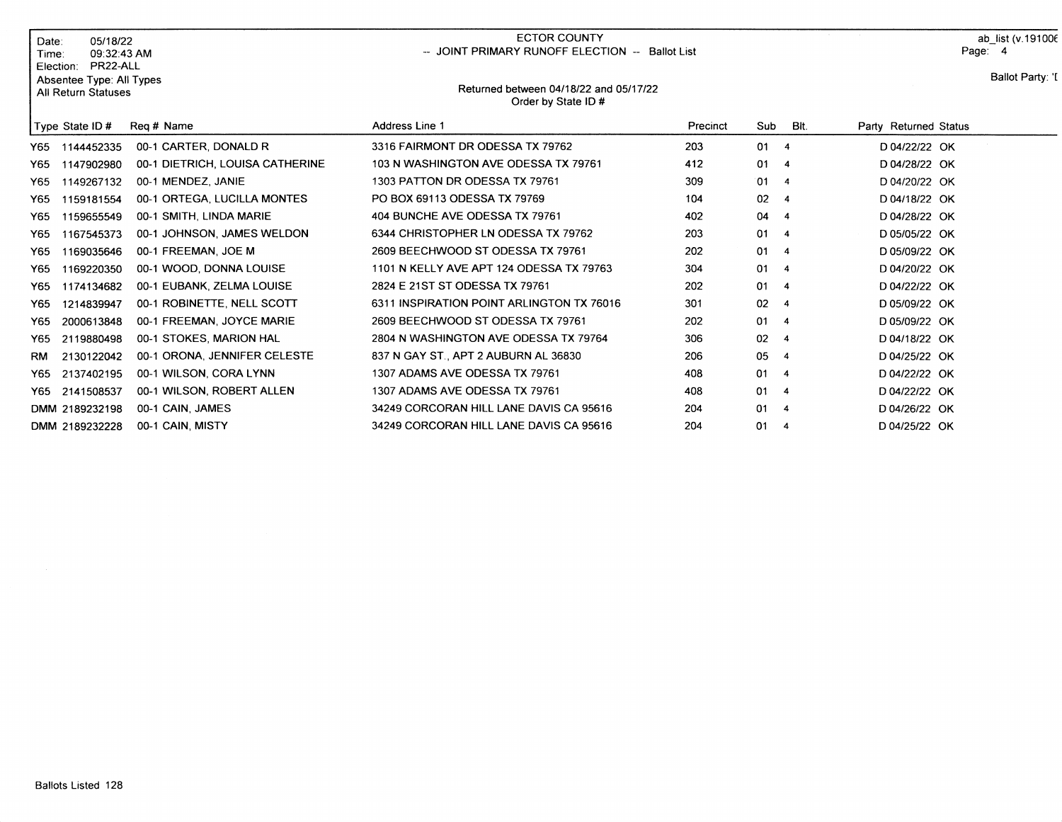Date: 05/18/22
Time: 09:32:43 AM
Election: PR22-ALL
Absentee Type: All Types
All Return Statuses

ECTOR COUNTY
-- JOINT PRIMARY RUNOFF ELECTION -- Ballot List

Returned between 04/18/22 and 05/17/22
Order by State ID #

ab_list (v.191006
Page: 4

Ballot Party: 'I

| Type | State ID # | Req # | Name | Address Line 1 | Precinct | Sub | Blt. | Party | Returned | Status |
|---|---|---|---|---|---|---|---|---|---|---|
| Y65 | 1144452335 | 00-1 | CARTER, DONALD R | 3316 FAIRMONT DR ODESSA TX 79762 | 203 | 01 | 4 | D | 04/22/22 | OK |
| Y65 | 1147902980 | 00-1 | DIETRICH, LOUISA CATHERINE | 103 N WASHINGTON AVE ODESSA TX 79761 | 412 | 01 | 4 | D | 04/28/22 | OK |
| Y65 | 1149267132 | 00-1 | MENDEZ, JANIE | 1303 PATTON DR ODESSA TX 79761 | 309 | 01 | 4 | D | 04/20/22 | OK |
| Y65 | 1159181554 | 00-1 | ORTEGA, LUCILLA MONTES | PO BOX 69113 ODESSA TX 79769 | 104 | 02 | 4 | D | 04/18/22 | OK |
| Y65 | 1159655549 | 00-1 | SMITH, LINDA MARIE | 404 BUNCHE AVE ODESSA TX 79761 | 402 | 04 | 4 | D | 04/28/22 | OK |
| Y65 | 1167545373 | 00-1 | JOHNSON, JAMES WELDON | 6344 CHRISTOPHER LN ODESSA TX 79762 | 203 | 01 | 4 | D | 05/05/22 | OK |
| Y65 | 1169035646 | 00-1 | FREEMAN, JOE M | 2609 BEECHWOOD ST ODESSA TX 79761 | 202 | 01 | 4 | D | 05/09/22 | OK |
| Y65 | 1169220350 | 00-1 | WOOD, DONNA LOUISE | 1101 N KELLY AVE APT 124 ODESSA TX 79763 | 304 | 01 | 4 | D | 04/20/22 | OK |
| Y65 | 1174134682 | 00-1 | EUBANK, ZELMA LOUISE | 2824 E 21ST ST ODESSA TX 79761 | 202 | 01 | 4 | D | 04/22/22 | OK |
| Y65 | 1214839947 | 00-1 | ROBINETTE, NELL SCOTT | 6311 INSPIRATION POINT ARLINGTON TX 76016 | 301 | 02 | 4 | D | 05/09/22 | OK |
| Y65 | 2000613848 | 00-1 | FREEMAN, JOYCE MARIE | 2609 BEECHWOOD ST ODESSA TX 79761 | 202 | 01 | 4 | D | 05/09/22 | OK |
| Y65 | 2119880498 | 00-1 | STOKES, MARION HAL | 2804 N WASHINGTON AVE ODESSA TX 79764 | 306 | 02 | 4 | D | 04/18/22 | OK |
| RM | 2130122042 | 00-1 | ORONA, JENNIFER CELESTE | 837 N GAY ST., APT 2 AUBURN AL 36830 | 206 | 05 | 4 | D | 04/25/22 | OK |
| Y65 | 2137402195 | 00-1 | WILSON, CORA LYNN | 1307 ADAMS AVE ODESSA TX 79761 | 408 | 01 | 4 | D | 04/22/22 | OK |
| Y65 | 2141508537 | 00-1 | WILSON, ROBERT ALLEN | 1307 ADAMS AVE ODESSA TX 79761 | 408 | 01 | 4 | D | 04/22/22 | OK |
| DMM | 2189232198 | 00-1 | CAIN, JAMES | 34249 CORCORAN HILL LANE DAVIS CA 95616 | 204 | 01 | 4 | D | 04/26/22 | OK |
| DMM | 2189232228 | 00-1 | CAIN, MISTY | 34249 CORCORAN HILL LANE DAVIS CA 95616 | 204 | 01 | 4 | D | 04/25/22 | OK |

Ballots Listed 128